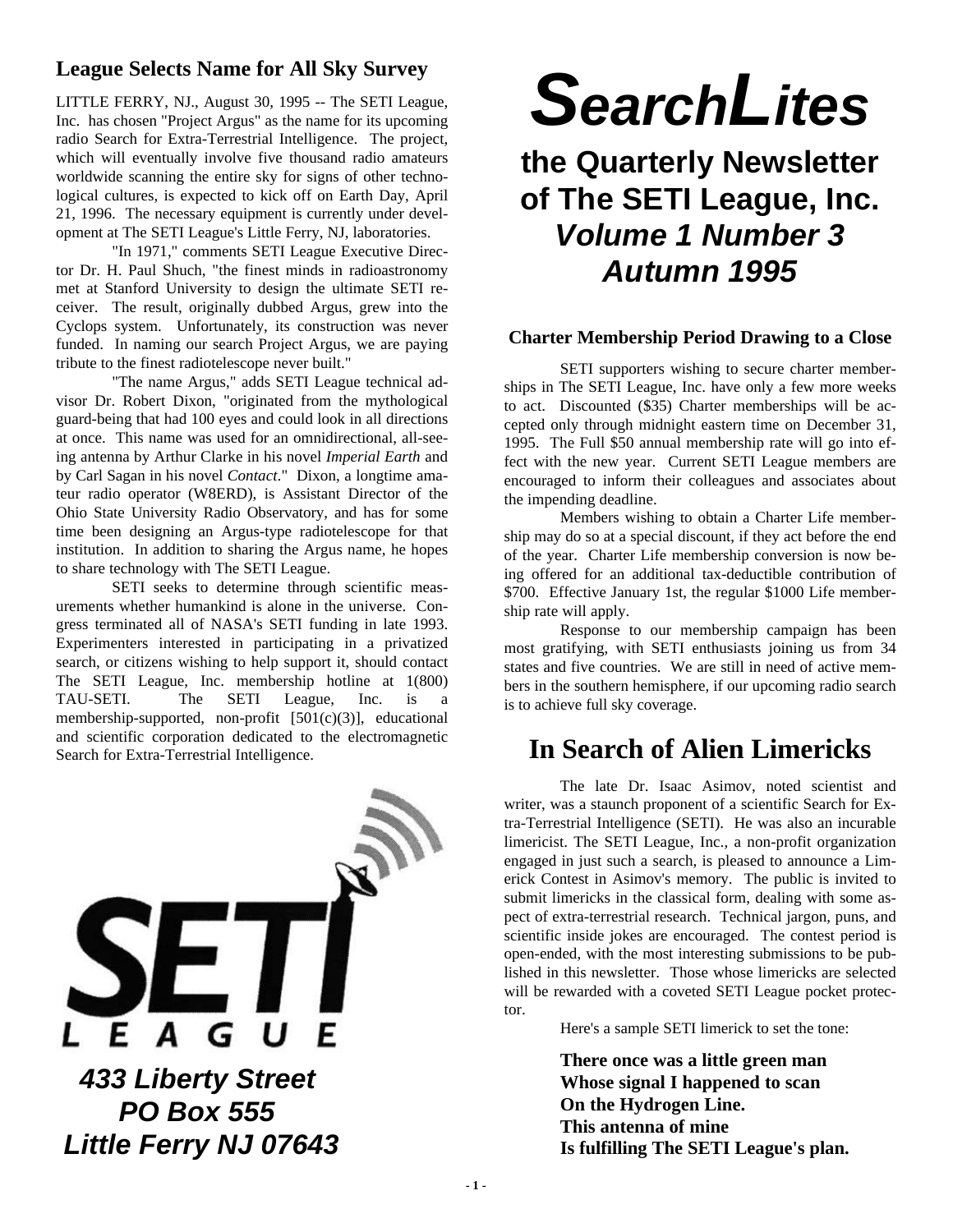# SearchLites

## the Quarterly Newsletter of The SETI League, Inc.
## *Volume 1 Number 3*
## *Autumn 1995*

### League Selects Name for All Sky Survey

LITTLE FERRY, NJ., August 30, 1995 -- The SETI League, Inc. has chosen "Project Argus" as the name for its upcoming radio Search for Extra-Terrestrial Intelligence. The project, which will eventually involve five thousand radio amateurs worldwide scanning the entire sky for signs of other technological cultures, is expected to kick off on Earth Day, April 21, 1996. The necessary equipment is currently under development at The SETI League's Little Ferry, NJ, laboratories.

"In 1971," comments SETI League Executive Director Dr. H. Paul Shuch, "the finest minds in radioastronomy met at Stanford University to design the ultimate SETI receiver. The result, originally dubbed Argus, grew into the Cyclops system. Unfortunately, its construction was never funded. In naming our search Project Argus, we are paying tribute to the finest radiotelescope never built."

"The name Argus," adds SETI League technical advisor Dr. Robert Dixon, "originated from the mythological guard-being that had 100 eyes and could look in all directions at once. This name was used for an omnidirectional, all-seeing antenna by Arthur Clarke in his novel *Imperial Earth* and by Carl Sagan in his novel *Contact*." Dixon, a longtime amateur radio operator (W8ERD), is Assistant Director of the Ohio State University Radio Observatory, and has for some time been designing an Argus-type radiotelescope for that institution. In addition to sharing the Argus name, he hopes to share technology with The SETI League.

SETI seeks to determine through scientific measurements whether humankind is alone in the universe. Congress terminated all of NASA's SETI funding in late 1993. Experimenters interested in participating in a privatized search, or citizens wishing to help support it, should contact The SETI League, Inc. membership hotline at 1(800) TAU-SETI. The SETI League, Inc. is a membership-supported, non-profit [501(c)(3)], educational and scientific corporation dedicated to the electromagnetic Search for Extra-Terrestrial Intelligence.

SETI LEAGUE

***433 Liberty Street***
***PO Box 555***
***Little Ferry NJ 07643***

### Charter Membership Period Drawing to a Close

SETI supporters wishing to secure charter memberships in The SETI League, Inc. have only a few more weeks to act. Discounted ($35) Charter memberships will be accepted only through midnight eastern time on December 31, 1995. The Full $50 annual membership rate will go into effect with the new year. Current SETI League members are encouraged to inform their colleagues and associates about the impending deadline.

Members wishing to obtain a Charter Life membership may do so at a special discount, if they act before the end of the year. Charter Life membership conversion is now being offered for an additional tax-deductible contribution of $700. Effective January 1st, the regular $1000 Life membership rate will apply.

Response to our membership campaign has been most gratifying, with SETI enthusiasts joining us from 34 states and five countries. We are still in need of active members in the southern hemisphere, if our upcoming radio search is to achieve full sky coverage.

## In Search of Alien Limericks

The late Dr. Isaac Asimov, noted scientist and writer, was a staunch proponent of a scientific Search for Extra-Terrestrial Intelligence (SETI). He was also an incurable limericist. The SETI League, Inc., a non-profit organization engaged in just such a search, is pleased to announce a Limerick Contest in Asimov's memory. The public is invited to submit limericks in the classical form, dealing with some aspect of extra-terrestrial research. Technical jargon, puns, and scientific inside jokes are encouraged. The contest period is open-ended, with the most interesting submissions to be published in this newsletter. Those whose limericks are selected will be rewarded with a coveted SETI League pocket protector.

Here's a sample SETI limerick to set the tone:

**There once was a little green man**
**Whose signal I happened to scan**
**On the Hydrogen Line.**
**This antenna of mine**
**Is fulfilling The SETI League's plan.**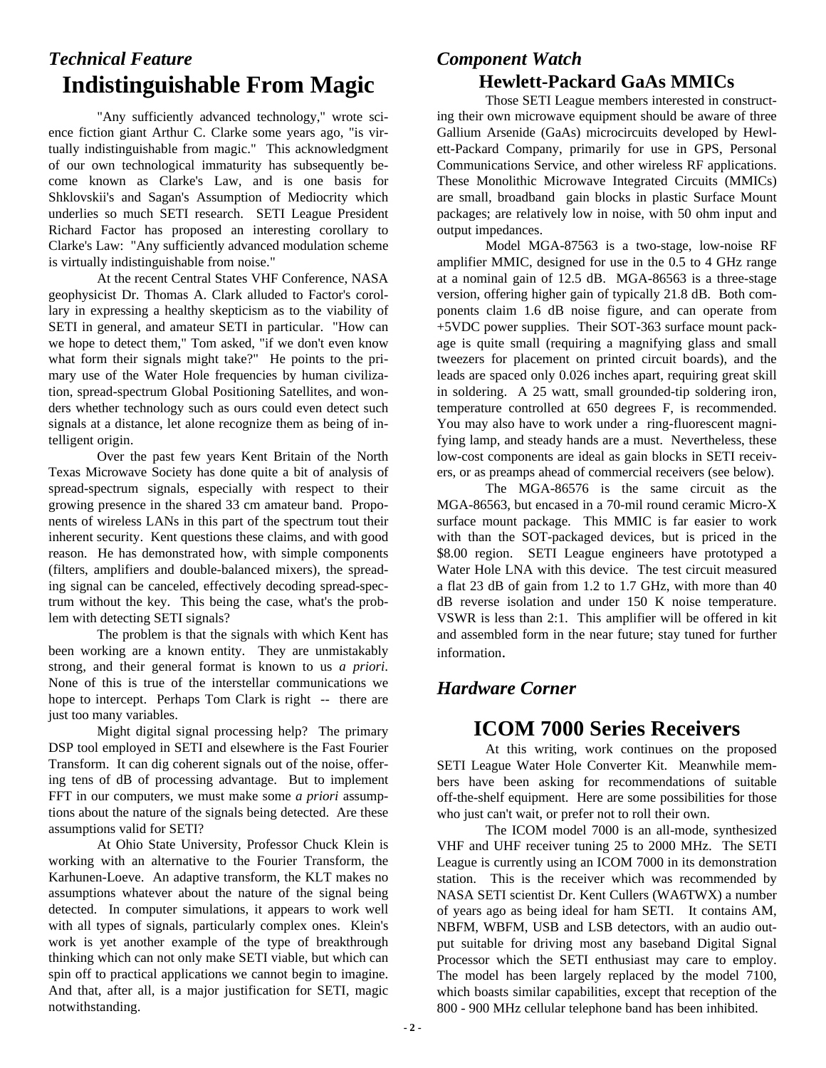## *Technical Feature*

# Indistinguishable From Magic

"Any sufficiently advanced technology," wrote science fiction giant Arthur C. Clarke some years ago, "is virtually indistinguishable from magic." This acknowledgment of our own technological immaturity has subsequently become known as Clarke's Law, and is one basis for Shklovskii's and Sagan's Assumption of Mediocrity which underlies so much SETI research. SETI League President Richard Factor has proposed an interesting corollary to Clarke's Law: "Any sufficiently advanced modulation scheme is virtually indistinguishable from noise."

At the recent Central States VHF Conference, NASA geophysicist Dr. Thomas A. Clark alluded to Factor's corollary in expressing a healthy skepticism as to the viability of SETI in general, and amateur SETI in particular. "How can we hope to detect them," Tom asked, "if we don't even know what form their signals might take?" He points to the primary use of the Water Hole frequencies by human civilization, spread-spectrum Global Positioning Satellites, and wonders whether technology such as ours could even detect such signals at a distance, let alone recognize them as being of intelligent origin.

Over the past few years Kent Britain of the North Texas Microwave Society has done quite a bit of analysis of spread-spectrum signals, especially with respect to their growing presence in the shared 33 cm amateur band. Proponents of wireless LANs in this part of the spectrum tout their inherent security. Kent questions these claims, and with good reason. He has demonstrated how, with simple components (filters, amplifiers and double-balanced mixers), the spreading signal can be canceled, effectively decoding spread-spectrum without the key. This being the case, what's the problem with detecting SETI signals?

The problem is that the signals with which Kent has been working are a known entity. They are unmistakably strong, and their general format is known to us *a priori*. None of this is true of the interstellar communications we hope to intercept. Perhaps Tom Clark is right -- there are just too many variables.

Might digital signal processing help? The primary DSP tool employed in SETI and elsewhere is the Fast Fourier Transform. It can dig coherent signals out of the noise, offering tens of dB of processing advantage. But to implement FFT in our computers, we must make some *a priori* assumptions about the nature of the signals being detected. Are these assumptions valid for SETI?

At Ohio State University, Professor Chuck Klein is working with an alternative to the Fourier Transform, the Karhunen-Loeve. An adaptive transform, the KLT makes no assumptions whatever about the nature of the signal being detected. In computer simulations, it appears to work well with all types of signals, particularly complex ones. Klein's work is yet another example of the type of breakthrough thinking which can not only make SETI viable, but which can spin off to practical applications we cannot begin to imagine. And that, after all, is a major justification for SETI, magic notwithstanding.

## *Component Watch*

### Hewlett-Packard GaAs MMICs

Those SETI League members interested in constructing their own microwave equipment should be aware of three Gallium Arsenide (GaAs) microcircuits developed by Hewlett-Packard Company, primarily for use in GPS, Personal Communications Service, and other wireless RF applications. These Monolithic Microwave Integrated Circuits (MMICs) are small, broadband gain blocks in plastic Surface Mount packages; are relatively low in noise, with 50 ohm input and output impedances.

Model MGA-87563 is a two-stage, low-noise RF amplifier MMIC, designed for use in the 0.5 to 4 GHz range at a nominal gain of 12.5 dB. MGA-86563 is a three-stage version, offering higher gain of typically 21.8 dB. Both components claim 1.6 dB noise figure, and can operate from +5VDC power supplies. Their SOT-363 surface mount package is quite small (requiring a magnifying glass and small tweezers for placement on printed circuit boards), and the leads are spaced only 0.026 inches apart, requiring great skill in soldering. A 25 watt, small grounded-tip soldering iron, temperature controlled at 650 degrees F, is recommended. You may also have to work under a ring-fluorescent magnifying lamp, and steady hands are a must. Nevertheless, these low-cost components are ideal as gain blocks in SETI receivers, or as preamps ahead of commercial receivers (see below).

The MGA-86576 is the same circuit as the MGA-86563, but encased in a 70-mil round ceramic Micro-X surface mount package. This MMIC is far easier to work with than the SOT-packaged devices, but is priced in the $8.00 region. SETI League engineers have prototyped a Water Hole LNA with this device. The test circuit measured a flat 23 dB of gain from 1.2 to 1.7 GHz, with more than 40 dB reverse isolation and under 150 K noise temperature. VSWR is less than 2:1. This amplifier will be offered in kit and assembled form in the near future; stay tuned for further information.

## *Hardware Corner*

# ICOM 7000 Series Receivers

At this writing, work continues on the proposed SETI League Water Hole Converter Kit. Meanwhile members have been asking for recommendations of suitable off-the-shelf equipment. Here are some possibilities for those who just can't wait, or prefer not to roll their own.

The ICOM model 7000 is an all-mode, synthesized VHF and UHF receiver tuning 25 to 2000 MHz. The SETI League is currently using an ICOM 7000 in its demonstration station. This is the receiver which was recommended by NASA SETI scientist Dr. Kent Cullers (WA6TWX) a number of years ago as being ideal for ham SETI. It contains AM, NBFM, WBFM, USB and LSB detectors, with an audio output suitable for driving most any baseband Digital Signal Processor which the SETI enthusiast may care to employ. The model has been largely replaced by the model 7100, which boasts similar capabilities, except that reception of the 800 - 900 MHz cellular telephone band has been inhibited.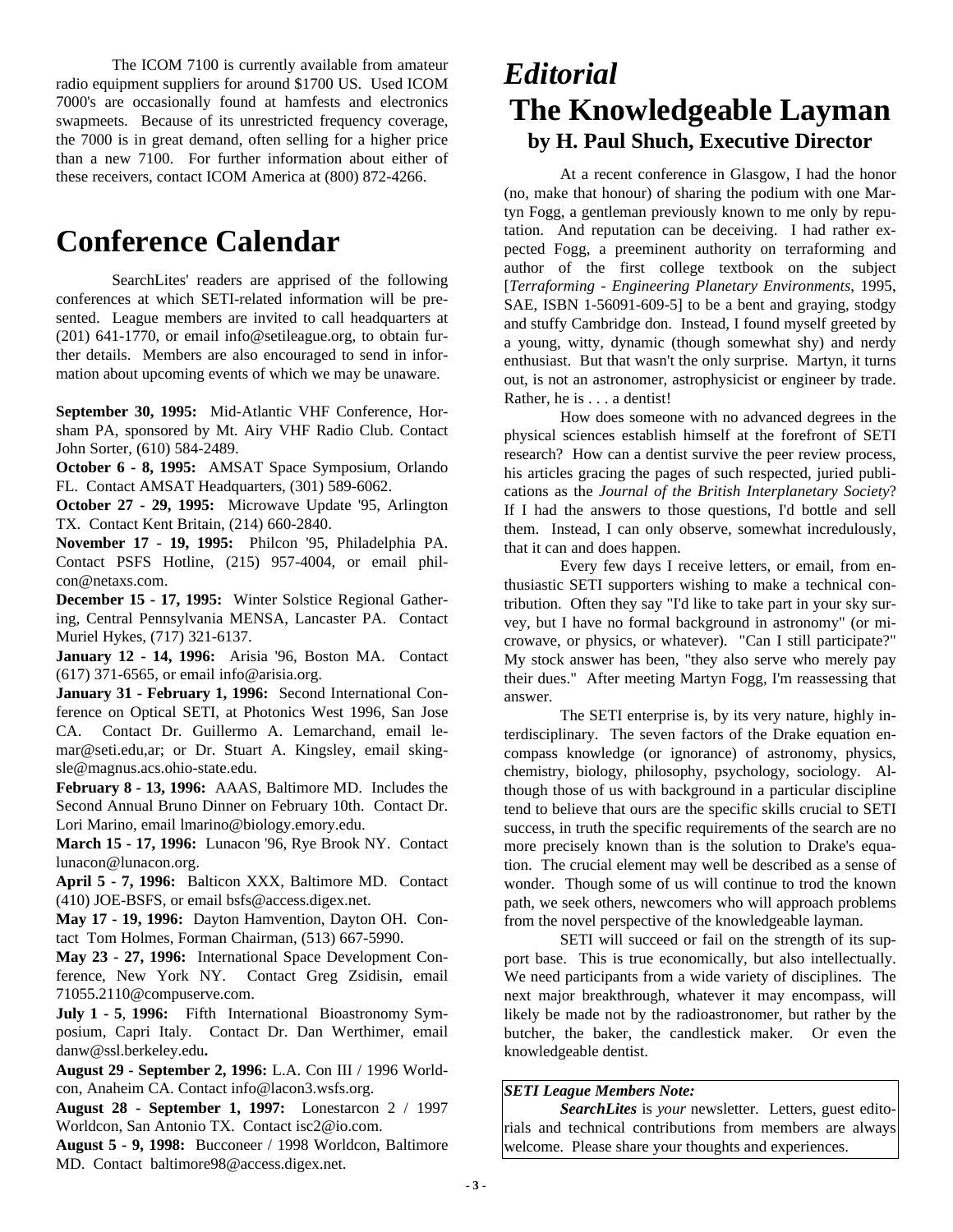The ICOM 7100 is currently available from amateur radio equipment suppliers for around $1700 US. Used ICOM 7000's are occasionally found at hamfests and electronics swapmeets. Because of its unrestricted frequency coverage, the 7000 is in great demand, often selling for a higher price than a new 7100. For further information about either of these receivers, contact ICOM America at (800) 872-4266.

# Conference Calendar

SearchLites' readers are apprised of the following conferences at which SETI-related information will be presented. League members are invited to call headquarters at (201) 641-1770, or email info@setileague.org, to obtain further details. Members are also encouraged to send in information about upcoming events of which we may be unaware.

**September 30, 1995:** Mid-Atlantic VHF Conference, Horsham PA, sponsored by Mt. Airy VHF Radio Club. Contact John Sorter, (610) 584-2489.

**October 6 - 8, 1995:** AMSAT Space Symposium, Orlando FL. Contact AMSAT Headquarters, (301) 589-6062.

**October 27 - 29, 1995:** Microwave Update '95, Arlington TX. Contact Kent Britain, (214) 660-2840.

**November 17 - 19, 1995:** Philcon '95, Philadelphia PA. Contact PSFS Hotline, (215) 957-4004, or email philcon@netaxs.com.

**December 15 - 17, 1995:** Winter Solstice Regional Gathering, Central Pennsylvania MENSA, Lancaster PA. Contact Muriel Hykes, (717) 321-6137.

**January 12 - 14, 1996:** Arisia '96, Boston MA. Contact (617) 371-6565, or email info@arisia.org.

**January 31 - February 1, 1996:** Second International Conference on Optical SETI, at Photonics West 1996, San Jose CA. Contact Dr. Guillermo A. Lemarchand, email lemar@seti.edu,ar; or Dr. Stuart A. Kingsley, email skingsle@magnus.acs.ohio-state.edu.

**February 8 - 13, 1996:** AAAS, Baltimore MD. Includes the Second Annual Bruno Dinner on February 10th. Contact Dr. Lori Marino, email lmarino@biology.emory.edu.

**March 15 - 17, 1996:** Lunacon '96, Rye Brook NY. Contact lunacon@lunacon.org.

**April 5 - 7, 1996:** Balticon XXX, Baltimore MD. Contact (410) JOE-BSFS, or email bsfs@access.digex.net.

**May 17 - 19, 1996:** Dayton Hamvention, Dayton OH. Contact Tom Holmes, Forman Chairman, (513) 667-5990.

**May 23 - 27, 1996:** International Space Development Conference, New York NY. Contact Greg Zsidisin, email 71055.2110@compuserve.com.

**July 1 - 5, 1996:** Fifth International Bioastronomy Symposium, Capri Italy. Contact Dr. Dan Werthimer, email danw@ssl.berkeley.edu**.**

**August 29 - September 2, 1996:** L.A. Con III / 1996 Worldcon, Anaheim CA. Contact info@lacon3.wsfs.org.

**August 28 - September 1, 1997:** Lonestarcon 2 / 1997 Worldcon, San Antonio TX. Contact isc2@io.com.

**August 5 - 9, 1998:** Bucconeer / 1998 Worldcon, Baltimore MD. Contact baltimore98@access.digex.net.

# *Editorial*

## The Knowledgeable Layman

### by H. Paul Shuch, Executive Director

At a recent conference in Glasgow, I had the honor (no, make that honour) of sharing the podium with one Martyn Fogg, a gentleman previously known to me only by reputation. And reputation can be deceiving. I had rather expected Fogg, a preeminent authority on terraforming and author of the first college textbook on the subject [*Terraforming - Engineering Planetary Environments*, 1995, SAE, ISBN 1-56091-609-5] to be a bent and graying, stodgy and stuffy Cambridge don. Instead, I found myself greeted by a young, witty, dynamic (though somewhat shy) and nerdy enthusiast. But that wasn't the only surprise. Martyn, it turns out, is not an astronomer, astrophysicist or engineer by trade. Rather, he is . . . a dentist!

How does someone with no advanced degrees in the physical sciences establish himself at the forefront of SETI research? How can a dentist survive the peer review process, his articles gracing the pages of such respected, juried publications as the *Journal of the British Interplanetary Society*? If I had the answers to those questions, I'd bottle and sell them. Instead, I can only observe, somewhat incredulously, that it can and does happen.

Every few days I receive letters, or email, from enthusiastic SETI supporters wishing to make a technical contribution. Often they say "I'd like to take part in your sky survey, but I have no formal background in astronomy" (or microwave, or physics, or whatever). "Can I still participate?" My stock answer has been, "they also serve who merely pay their dues." After meeting Martyn Fogg, I'm reassessing that answer.

The SETI enterprise is, by its very nature, highly interdisciplinary. The seven factors of the Drake equation encompass knowledge (or ignorance) of astronomy, physics, chemistry, biology, philosophy, psychology, sociology. Although those of us with background in a particular discipline tend to believe that ours are the specific skills crucial to SETI success, in truth the specific requirements of the search are no more precisely known than is the solution to Drake's equation. The crucial element may well be described as a sense of wonder. Though some of us will continue to trod the known path, we seek others, newcomers who will approach problems from the novel perspective of the knowledgeable layman.

SETI will succeed or fail on the strength of its support base. This is true economically, but also intellectually. We need participants from a wide variety of disciplines. The next major breakthrough, whatever it may encompass, will likely be made not by the radioastronomer, but rather by the butcher, the baker, the candlestick maker. Or even the knowledgeable dentist.

***SETI League Members Note:***

***SearchLites*** is *your* newsletter. Letters, guest editorials and technical contributions from members are always welcome. Please share your thoughts and experiences.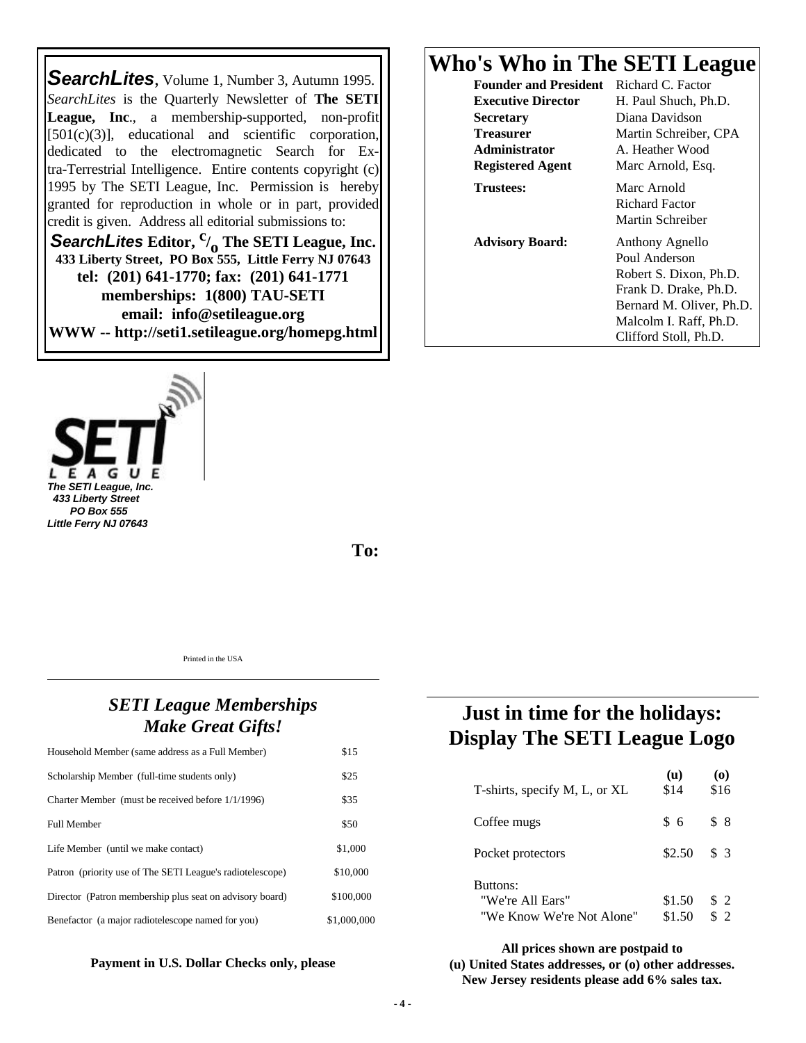***SearchLites***, Volume 1, Number 3, Autumn 1995. *SearchLites* is the Quarterly Newsletter of **The SETI League, Inc**., a membership-supported, non-profit [501(c)(3)], educational and scientific corporation, dedicated to the electromagnetic Search for Extra-Terrestrial Intelligence. Entire contents copyright (c) 1995 by The SETI League, Inc. Permission is hereby granted for reproduction in whole or in part, provided credit is given. Address all editorial submissions to:

***SearchLites* Editor, c/o The SETI League, Inc.**
**433 Liberty Street, PO Box 555, Little Ferry NJ 07643**
**tel: (201) 641-1770; fax: (201) 641-1771**
**memberships: 1(800) TAU-SETI**
**email: info@setileague.org**
**WWW -- http://seti1.setileague.org/homepg.html**

# Who's Who in The SETI League

| | |
|---|---|
| **Founder and President** | Richard C. Factor |
| **Executive Director** | H. Paul Shuch, Ph.D. |
| **Secretary** | Diana Davidson |
| **Treasurer** | Martin Schreiber, CPA |
| **Administrator** | A. Heather Wood |
| **Registered Agent** | Marc Arnold, Esq. |
| **Trustees:** | Marc Arnold<br>Richard Factor<br>Martin Schreiber |
| **Advisory Board:** | Anthony Agnello<br>Poul Anderson<br>Robert S. Dixon, Ph.D.<br>Frank D. Drake, Ph.D.<br>Bernard M. Oliver, Ph.D.<br>Malcolm I. Raff, Ph.D.<br>Clifford Stoll, Ph.D. |

SETI LEAGUE

***The SETI League, Inc.***
***433 Liberty Street***
***PO Box 555***
***Little Ferry NJ 07643***

**To:**

Printed in the USA

## *SETI League Memberships Make Great Gifts!*

| | |
|---|---|
| Household Member (same address as a Full Member) | $15 |
| Scholarship Member (full-time students only) | $25 |
| Charter Member (must be received before 1/1/1996) | $35 |
| Full Member | $50 |
| Life Member (until we make contact) | $1,000 |
| Patron (priority use of The SETI League's radiotelescope) | $10,000 |
| Director (Patron membership plus seat on advisory board) | $100,000 |
| Benefactor (a major radiotelescope named for you) | $1,000,000 |

**Payment in U.S. Dollar Checks only, please**

## Just in time for the holidays: Display The SETI League Logo

| | (u) | (o) |
|---|---|---|
| T-shirts, specify M, L, or XL | $14 | $16 |
| Coffee mugs | $ 6 | $ 8 |
| Pocket protectors | $2.50 | $ 3 |
| Buttons: | | |
| "We're All Ears" | $1.50 | $ 2 |
| "We Know We're Not Alone" | $1.50 | $ 2 |

**All prices shown are postpaid to**
**(u) United States addresses, or (o) other addresses.**
**New Jersey residents please add 6% sales tax.**